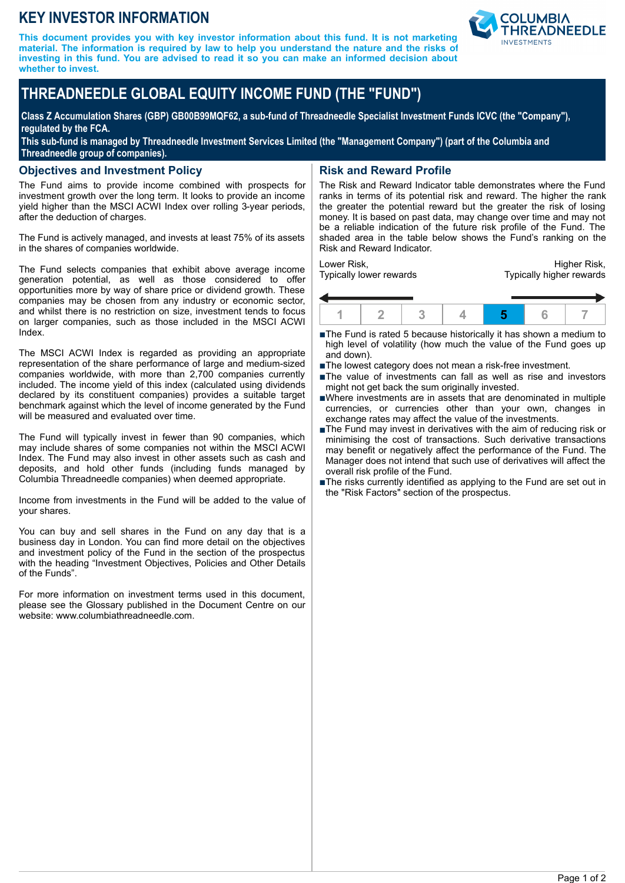# KEY INVESTOR INFORMATION

**This document provides you with key investor information about this fund. It is not marketing material. The information is required by law to help you understand the nature and the risks of investing in this fund. You are advised to read it so you can make an informed decision about whether to invest.**

# THREADNEEDLE GLOBAL EQUITY INCOME FUND (THE "FUND")

**Class Z Accumulation Shares (GBP) GB00B99MQF62, a sub-fund of Threadneedle Specialist Investment Funds ICVC (the "Company"), regulated by the FCA.**
**This sub-fund is managed by Threadneedle Investment Services Limited (the "Management Company") (part of the Columbia and Threadneedle group of companies).**

## Objectives and Investment Policy

The Fund aims to provide income combined with prospects for investment growth over the long term. It looks to provide an income yield higher than the MSCI ACWI Index over rolling 3-year periods, after the deduction of charges.

The Fund is actively managed, and invests at least 75% of its assets in the shares of companies worldwide.

The Fund selects companies that exhibit above average income generation potential, as well as those considered to offer opportunities more by way of share price or dividend growth. These companies may be chosen from any industry or economic sector, and whilst there is no restriction on size, investment tends to focus on larger companies, such as those included in the MSCI ACWI Index.

The MSCI ACWI Index is regarded as providing an appropriate representation of the share performance of large and medium-sized companies worldwide, with more than 2,700 companies currently included. The income yield of this index (calculated using dividends declared by its constituent companies) provides a suitable target benchmark against which the level of income generated by the Fund will be measured and evaluated over time.

The Fund will typically invest in fewer than 90 companies, which may include shares of some companies not within the MSCI ACWI Index. The Fund may also invest in other assets such as cash and deposits, and hold other funds (including funds managed by Columbia Threadneedle companies) when deemed appropriate.

Income from investments in the Fund will be added to the value of your shares.

You can buy and sell shares in the Fund on any day that is a business day in London. You can find more detail on the objectives and investment policy of the Fund in the section of the prospectus with the heading "Investment Objectives, Policies and Other Details of the Funds".

For more information on investment terms used in this document, please see the Glossary published in the Document Centre on our website: www.columbiathreadneedle.com.

## Risk and Reward Profile

The Risk and Reward Indicator table demonstrates where the Fund ranks in terms of its potential risk and reward. The higher the rank the greater the potential reward but the greater the risk of losing money. It is based on past data, may change over time and may not be a reliable indication of the future risk profile of the Fund. The shaded area in the table below shows the Fund's ranking on the Risk and Reward Indicator.

Lower Risk, Typically lower rewards — Higher Risk, Typically higher rewards

| 1 | 2 | 3 | 4 | **5** | 6 | 7 |
|---|---|---|---|---|---|---|

- The Fund is rated 5 because historically it has shown a medium to high level of volatility (how much the value of the Fund goes up and down).
- The lowest category does not mean a risk-free investment.
- The value of investments can fall as well as rise and investors might not get back the sum originally invested.
- Where investments are in assets that are denominated in multiple currencies, or currencies other than your own, changes in exchange rates may affect the value of the investments.
- The Fund may invest in derivatives with the aim of reducing risk or minimising the cost of transactions. Such derivative transactions may benefit or negatively affect the performance of the Fund. The Manager does not intend that such use of derivatives will affect the overall risk profile of the Fund.
- The risks currently identified as applying to the Fund are set out in the "Risk Factors" section of the prospectus.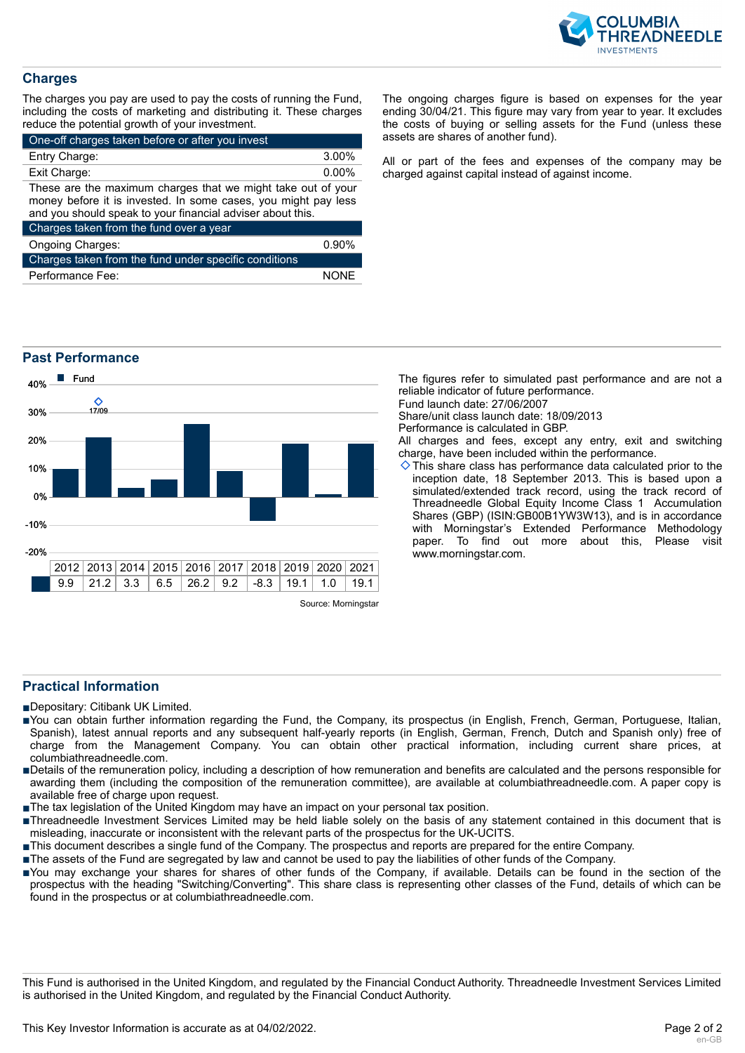## Charges

The charges you pay are used to pay the costs of running the Fund, including the costs of marketing and distributing it. These charges reduce the potential growth of your investment.

| One-off charges taken before or after you invest | |
|---|---|
| Entry Charge: | 3.00% |
| Exit Charge: | 0.00% |
| These are the maximum charges that we might take out of your money before it is invested. In some cases, you might pay less and you should speak to your financial adviser about this. | |
| **Charges taken from the fund over a year** | |
| Ongoing Charges: | 0.90% |
| **Charges taken from the fund under specific conditions** | |
| Performance Fee: | NONE |

The ongoing charges figure is based on expenses for the year ending 30/04/21. This figure may vary from year to year. It excludes the costs of buying or selling assets for the Fund (unless these assets are shares of another fund).

All or part of the fees and expenses of the company may be charged against capital instead of against income.

## Past Performance

Fund

40%
30%
20%
10%
0%
-10%
-20%

17/09

2012 2013 2014 2015 2016 2017 2018 2019 2020 2021

9.9 21.2 3.3 6.5 26.2 9.2 -8.3 19.1 1.0 19.1

Source: Morningstar

The figures refer to simulated past performance and are not a reliable indicator of future performance.
Fund launch date: 27/06/2007
Share/unit class launch date: 18/09/2013
Performance is calculated in GBP.
All charges and fees, except any entry, exit and switching charge, have been included within the performance.
◇ This share class has performance data calculated prior to the inception date, 18 September 2013. This is based upon a simulated/extended track record, using the track record of Threadneedle Global Equity Income Class 1 Accumulation Shares (GBP) (ISIN:GB00B1YW3W13), and is in accordance with Morningstar's Extended Performance Methodology paper. To find out more about this, Please visit www.morningstar.com.

## Practical Information

- Depositary: Citibank UK Limited.
- You can obtain further information regarding the Fund, the Company, its prospectus (in English, French, German, Portuguese, Italian, Spanish), latest annual reports and any subsequent half-yearly reports (in English, German, French, Dutch and Spanish only) free of charge from the Management Company. You can obtain other practical information, including current share prices, at columbiathreadneedle.com.
- Details of the remuneration policy, including a description of how remuneration and benefits are calculated and the persons responsible for awarding them (including the composition of the remuneration committee), are available at columbiathreadneedle.com. A paper copy is available free of charge upon request.
- The tax legislation of the United Kingdom may have an impact on your personal tax position.
- Threadneedle Investment Services Limited may be held liable solely on the basis of any statement contained in this document that is misleading, inaccurate or inconsistent with the relevant parts of the prospectus for the UK-UCITS.
- This document describes a single fund of the Company. The prospectus and reports are prepared for the entire Company.
- The assets of the Fund are segregated by law and cannot be used to pay the liabilities of other funds of the Company.
- You may exchange your shares for shares of other funds of the Company, if available. Details can be found in the section of the prospectus with the heading "Switching/Converting". This share class is representing other classes of the Fund, details of which can be found in the prospectus or at columbiathreadneedle.com.

This Fund is authorised in the United Kingdom, and regulated by the Financial Conduct Authority. Threadneedle Investment Services Limited is authorised in the United Kingdom, and regulated by the Financial Conduct Authority.

This Key Investor Information is accurate as at 04/02/2022.